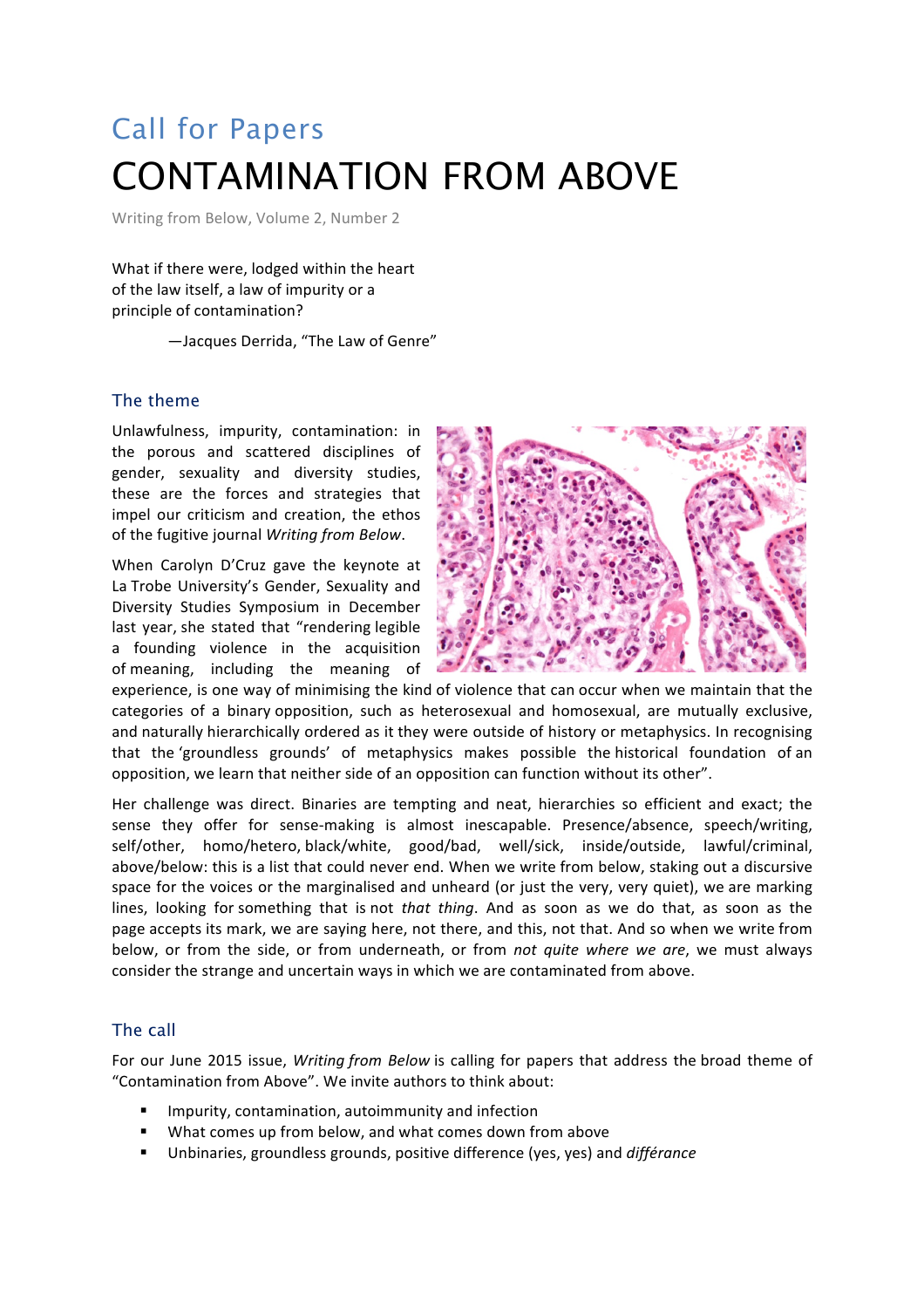## Call for Papers

# CONTAMINATION FROM ABOVE

Writing from Below, Volume 2, Number 2

What if there were, lodged within the heart of the law itself, a law of impurity or a principle of contamination?

—Jacques Derrida, "The Law of Genre"

### The theme

Unlawfulness, impurity, contamination: in the porous and scattered disciplines of gender, sexuality and diversity studies, these are the forces and strategies that impel our criticism and creation, the ethos of the fugitive journal *Writing from Below*.

When Carolyn D'Cruz gave the keynote at La Trobe University's Gender, Sexuality and Diversity Studies Symposium in December last year, she stated that "rendering legible a founding violence in the acquisition of meaning, including the meaning of experience, is one way of minimising the kind of violence that can occur when we maintain that the categories of a binary opposition, such as heterosexual and homosexual, are mutually exclusive, and naturally hierarchically ordered as it they were outside of history or metaphysics. In recognising that the 'groundless grounds' of metaphysics makes possible the historical foundation of an opposition, we learn that neither side of an opposition can function without its other".

Her challenge was direct. Binaries are tempting and neat, hierarchies so efficient and exact; the sense they offer for sense-making is almost inescapable. Presence/absence, speech/writing, self/other, homo/hetero, black/white, good/bad, well/sick, inside/outside, lawful/criminal, above/below: this is a list that could never end. When we write from below, staking out a discursive space for the voices or the marginalised and unheard (or just the very, very quiet), we are marking lines, looking for something that is not *that thing*. And as soon as we do that, as soon as the page accepts its mark, we are saying here, not there, and this, not that. And so when we write from below, or from the side, or from underneath, or from *not quite where we are*, we must always consider the strange and uncertain ways in which we are contaminated from above.

### The call

For our June 2015 issue, *Writing from Below* is calling for papers that address the broad theme of "Contamination from Above". We invite authors to think about:

- Impurity, contamination, autoimmunity and infection
- What comes up from below, and what comes down from above
- Unbinaries, groundless grounds, positive difference (yes, yes) and *différance*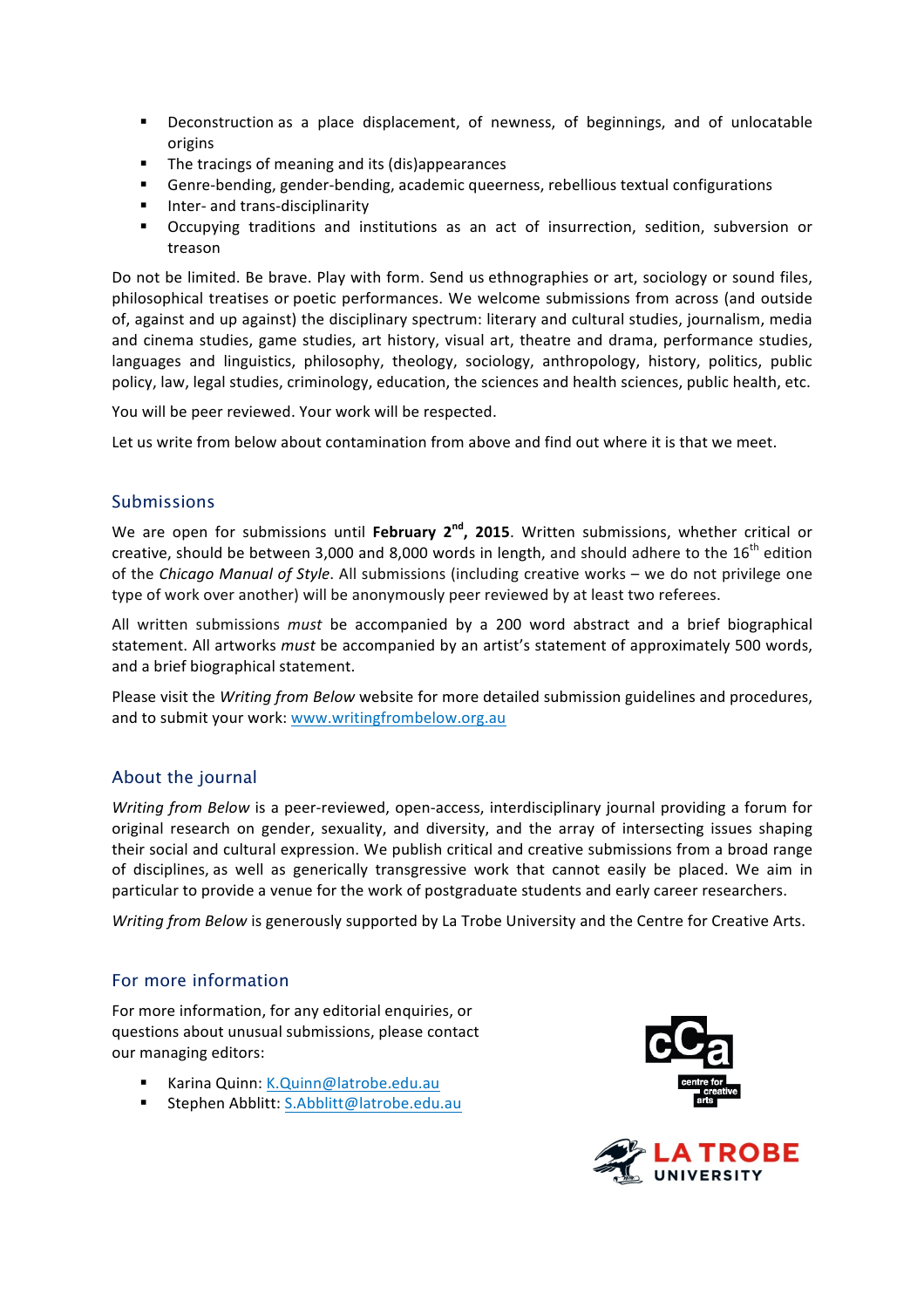- Deconstruction as a place displacement, of newness, of beginnings, and of unlocatable origins
- The tracings of meaning and its (dis)appearances
- Genre-bending, gender-bending, academic queerness, rebellious textual configurations
- Inter- and trans-disciplinarity
- Occupying traditions and institutions as an act of insurrection, sedition, subversion or treason

Do not be limited. Be brave. Play with form. Send us ethnographies or art, sociology or sound files, philosophical treatises or poetic performances. We welcome submissions from across (and outside of, against and up against) the disciplinary spectrum: literary and cultural studies, journalism, media and cinema studies, game studies, art history, visual art, theatre and drama, performance studies, languages and linguistics, philosophy, theology, sociology, anthropology, history, politics, public policy, law, legal studies, criminology, education, the sciences and health sciences, public health, etc.

You will be peer reviewed. Your work will be respected.

Let us write from below about contamination from above and find out where it is that we meet.

## Submissions

We are open for submissions until **February 2nd, 2015**. Written submissions, whether critical or creative, should be between 3,000 and 8,000 words in length, and should adhere to the 16th edition of the *Chicago Manual of Style*. All submissions (including creative works – we do not privilege one type of work over another) will be anonymously peer reviewed by at least two referees.

All written submissions *must* be accompanied by a 200 word abstract and a brief biographical statement. All artworks *must* be accompanied by an artist's statement of approximately 500 words, and a brief biographical statement.

Please visit the *Writing from Below* website for more detailed submission guidelines and procedures, and to submit your work: www.writingfrombelow.org.au

## About the journal

*Writing from Below* is a peer-reviewed, open-access, interdisciplinary journal providing a forum for original research on gender, sexuality, and diversity, and the array of intersecting issues shaping their social and cultural expression. We publish critical and creative submissions from a broad range of disciplines, as well as generically transgressive work that cannot easily be placed. We aim in particular to provide a venue for the work of postgraduate students and early career researchers.

*Writing from Below* is generously supported by La Trobe University and the Centre for Creative Arts.

## For more information

For more information, for any editorial enquiries, or questions about unusual submissions, please contact our managing editors:

- Karina Quinn: K.Quinn@latrobe.edu.au
- Stephen Abblitt: S.Abblitt@latrobe.edu.au

cCa centre for creative arts

LA TROBE UNIVERSITY